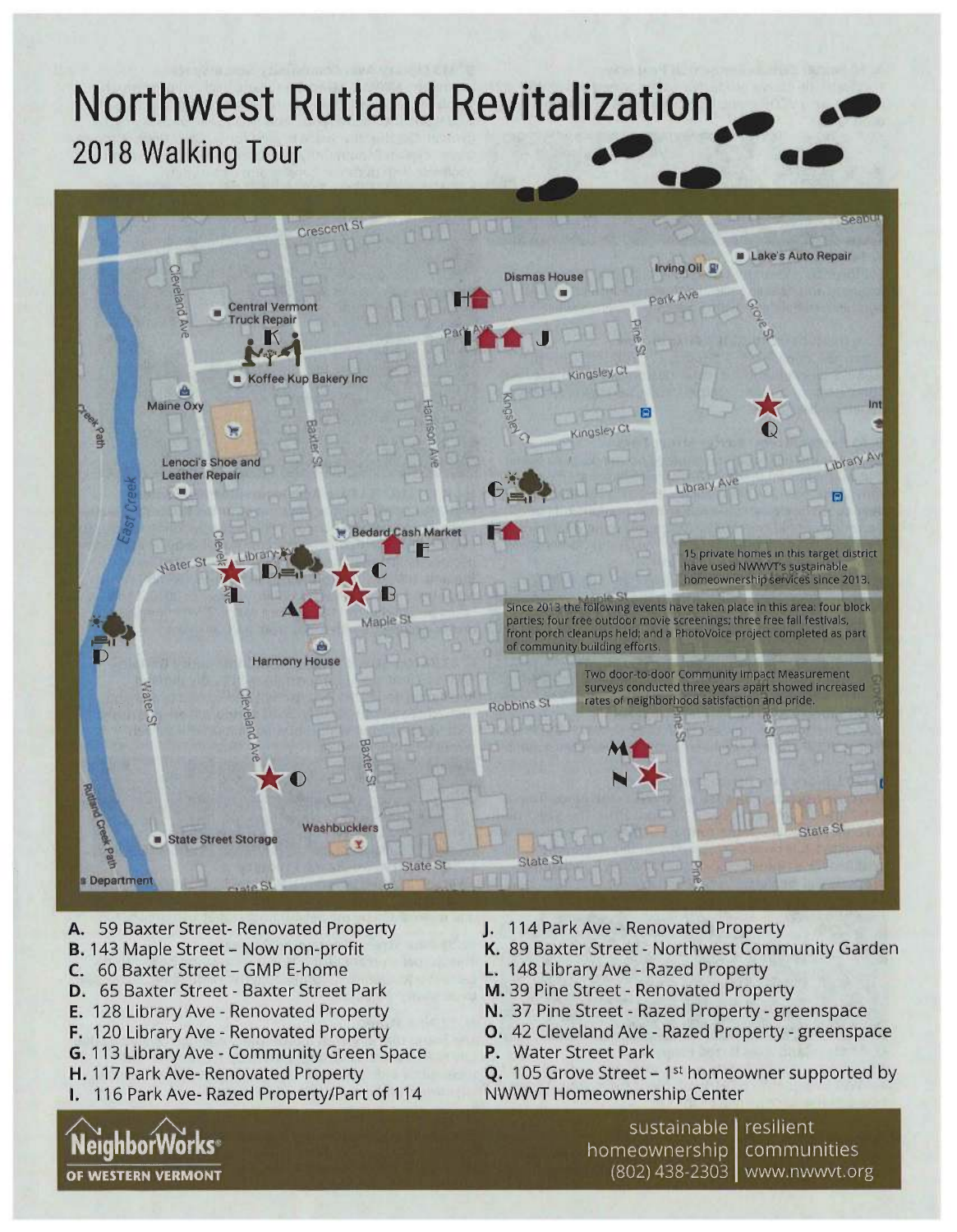# Northwest Rutland Revitalization

## 2018 Walking Tour

15 private homes in this target district have used NWWVT's sustainable homeownership services since 2013.

Since 2013 the following events have taken place in this area: four block parties; four free outdoor movie screenings; three free fall festivals, front porch cleanups held; and a PhotoVoice project completed as part of community building efforts.

Two door-to-door Community Impact Measurement surveys conducted three years apart showed increased rates of neighborhood satisfaction and pride.

- **A.** 59 Baxter Street- Renovated Property
- **B.** 143 Maple Street – Now non-profit
- **C.** 60 Baxter Street – GMP E-home
- **D.** 65 Baxter Street - Baxter Street Park
- **E.** 128 Library Ave - Renovated Property
- **F.** 120 Library Ave - Renovated Property
- **G.** 113 Library Ave - Community Green Space
- **H.** 117 Park Ave- Renovated Property
- **I.** 116 Park Ave- Razed Property/Part of 114
- **J.** 114 Park Ave - Renovated Property
- **K.** 89 Baxter Street - Northwest Community Garden
- **L.** 148 Library Ave - Razed Property
- **M.** 39 Pine Street - Renovated Property
- **N.** 37 Pine Street - Razed Property - greenspace
- **O.** 42 Cleveland Ave - Razed Property - greenspace
- **P.** Water Street Park
- **Q.** 105 Grove Street – 1st homeowner supported by NWWVT Homeownership Center

NeighborWorks® of Western Vermont

sustainable homeownership | resilient communities

(802) 438-2303 | www.nwwvt.org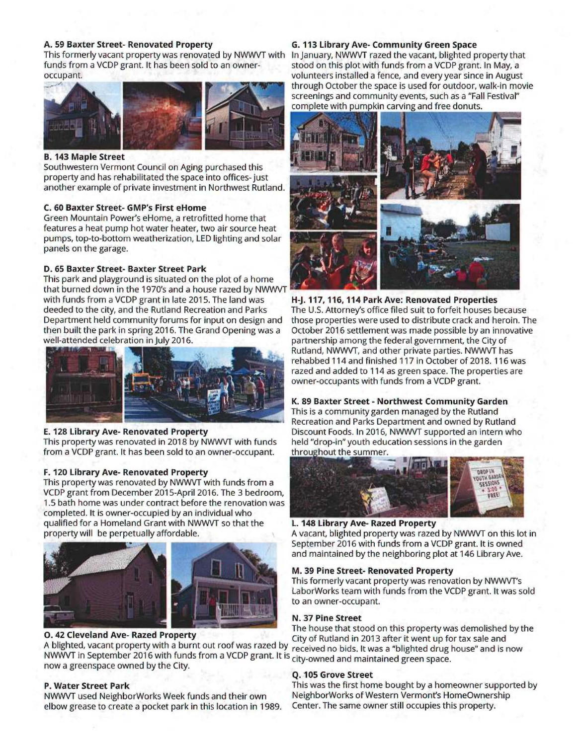**A. 59 Baxter Street- Renovated Property**

This formerly vacant property was renovated by NWWVT with funds from a VCDP grant. It has been sold to an owner-occupant.

**B. 143 Maple Street**

Southwestern Vermont Council on Aging purchased this property and has rehabilitated the space into offices- just another example of private investment in Northwest Rutland.

**C. 60 Baxter Street- GMP's First eHome**

Green Mountain Power's eHome, a retrofitted home that features a heat pump hot water heater, two air source heat pumps, top-to-bottom weatherization, LED lighting and solar panels on the garage.

**D. 65 Baxter Street- Baxter Street Park**

This park and playground is situated on the plot of a home that burned down in the 1970's and a house razed by NWWVT with funds from a VCDP grant in late 2015. The land was deeded to the city, and the Rutland Recreation and Parks Department held community forums for input on design and then built the park in spring 2016. The Grand Opening was a well-attended celebration in July 2016.

**E. 128 Library Ave- Renovated Property**

This property was renovated in 2018 by NWWVT with funds from a VCDP grant. It has been sold to an owner-occupant.

**F. 120 Library Ave- Renovated Property**

This property was renovated by NWWVT with funds from a VCDP grant from December 2015-April 2016. The 3 bedroom, 1.5 bath home was under contract before the renovation was completed. It is owner-occupied by an individual who qualified for a Homeland Grant with NWWVT so that the property will be perpetually affordable.

**G. 113 Library Ave- Community Green Space**

In January, NWWVT razed the vacant, blighted property that stood on this plot with funds from a VCDP grant. In May, a volunteers installed a fence, and every year since in August through October the space is used for outdoor, walk-in movie screenings and community events, such as a "Fall Festival" complete with pumpkin carving and free donuts.

**H-J. 117, 116, 114 Park Ave: Renovated Properties**

The U.S. Attorney's office filed suit to forfeit houses because those properties were used to distribute crack and heroin. The October 2016 settlement was made possible by an innovative partnership among the federal government, the City of Rutland, NWWVT, and other private parties. NWWVT has rehabbed 114 and finished 117 in October of 2018. 116 was razed and added to 114 as green space. The properties are owner-occupants with funds from a VCDP grant.

**K. 89 Baxter Street - Northwest Community Garden**

This is a community garden managed by the Rutland Recreation and Parks Department and owned by Rutland Discount Foods. In 2016, NWWVT supported an intern who held "drop-in" youth education sessions in the garden throughout the summer.

**L. 148 Library Ave- Razed Property**

A vacant, blighted property was razed by NWWVT on this lot in September 2016 with funds from a VCDP grant. It is owned and maintained by the neighboring plot at 146 Library Ave.

**M. 39 Pine Street- Renovated Property**

This formerly vacant property was renovation by NWWVT's LaborWorks team with funds from the VCDP grant. It was sold to an owner-occupant.

**N. 37 Pine Street**

The house that stood on this property was demolished by the City of Rutland in 2013 after it went up for tax sale and received no bids. It was a "blighted drug house" and is now city-owned and maintained green space.

**O. 42 Cleveland Ave- Razed Property**

A blighted, vacant property with a burnt out roof was razed by NWWVT in September 2016 with funds from a VCDP grant. It is now a greenspace owned by the City.

**P. Water Street Park**

NWWVT used NeighborWorks Week funds and their own elbow grease to create a pocket park in this location in 1989.

**Q. 105 Grove Street**

This was the first home bought by a homeowner supported by NeighborWorks of Western Vermont's HomeOwnership Center. The same owner still occupies this property.